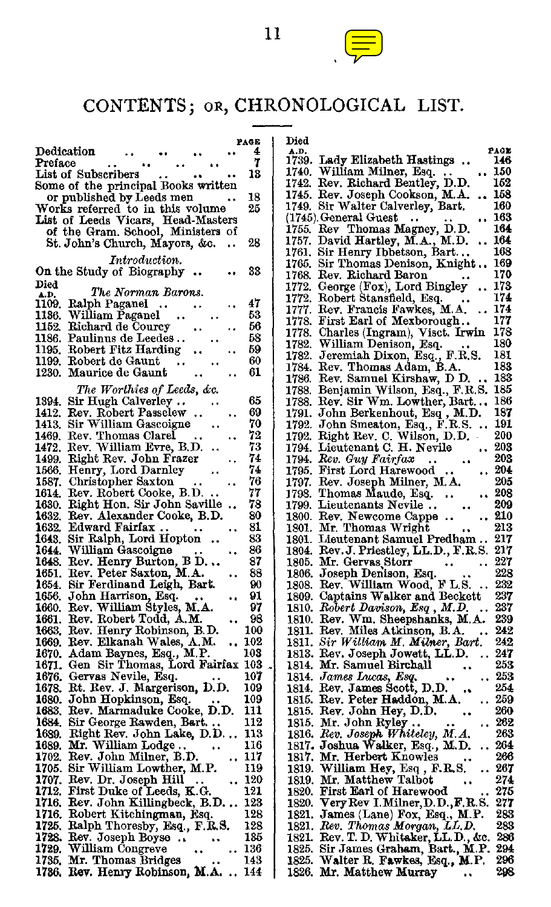# CONTENTS; OR, CHRONOLOGICAL LIST.

| | Page |
|---|---|
| Dedication | 4 |
| Preface | 7 |
| List of Subscribers | 13 |
| Some of the principal Books written or published by Leeds men | 18 |
| Works referred to in this volume | 25 |
| List of Leeds Vicars, Head-Masters of the Gram. School, Ministers of St. John's Church, Mayors, &c. | 28 |

*Introduction.*

| | Page |
|---|---|
| On the Study of Biography | 33 |

*The Norman Barons.*

| Died A.D. | | Page |
|---|---|---|
| 1109. | Ralph Paganel | 47 |
| 1136. | William Paganel | 53 |
| 1152. | Richard de Courcy | 56 |
| 1186. | Paulinus de Leedes | 58 |
| 1195. | Robert Fitz Harding | 59 |
| 1199. | Robert de Gaunt | 60 |
| 1230. | Maurice de Gaunt | 61 |

*The Worthies of Leeds, &c.*

| Died A.D. | | Page |
|---|---|---|
| 1394. | Sir Hugh Calverley | 65 |
| 1412. | Rev. Robert Passelew | 69 |
| 1413. | Sir William Gascoigne | 70 |
| 1469. | Rev. Thomas Clarel | 72 |
| 1472. | Rev. William Evre, B.D. | 73 |
| 1499. | Right Rev. John Frazer | 74 |
| 1566. | Henry, Lord Darnley | 74 |
| 1587. | Christopher Saxton | 76 |
| 1614. | Rev. Robert Cooke, B.D. | 77 |
| 1630. | Right Hon. Sir John Saville | 78 |
| 1632. | Rev. Alexander Cooke, B.D. | 80 |
| 1632. | Edward Fairfax | 81 |
| 1643. | Sir Ralph, Lord Hopton | 83 |
| 1644. | William Gascoigne | 86 |
| 1648. | Rev. Henry Burton, B D. | 87 |
| 1651. | Rev. Peter Saxton, M.A. | 88 |
| 1654. | Sir Ferdinand Leigh, Bart. | 90 |
| 1656. | John Harrison, Esq. | 91 |
| 1660. | Rev. William Styles, M.A. | 97 |
| 1661. | Rev. Robert Todd, A.M. | 98 |
| 1663. | Rev. Henry Robinson, B.D. | 100 |
| 1669. | Rev. Elkanah Wales, A.M. | 102 |
| 1670. | Adam Baynes, Esq., M.P. | 103 |
| 1671. | Gen Sir Thomas, Lord Fairfax | 103 |
| 1676. | Gervas Nevile, Esq. | 107 |
| 1678. | Rt. Rev. J. Margerison, D.D. | 109 |
| 1680. | John Hopkinson, Esq. | 109 |
| 1683. | Rev. Marmaduke Cooke, D.D. | 111 |
| 1684. | Sir George Rawden, Bart. | 112 |
| 1689. | Right Rev. John Lake, D.D. | 113 |
| 1689. | Mr. William Lodge | 116 |
| 1702. | Rev. John Milner, B.D. | 117 |
| 1705. | Sir William Lowther, M.P. | 119 |
| 1707. | Rev. Dr. Joseph Hill | 120 |
| 1712. | First Duke of Leeds, K.G. | 121 |
| 1716. | Rev. John Killingbeck, B.D. | 123 |
| 1716. | Robert Kitchingman, Esq. | 128 |
| 1725. | Ralph Thoresby, Esq., F.R.S. | 128 |
| 1728. | Rev. Joseph Boyse | 135 |
| 1729. | William Congreve | 136 |
| 1735. | Mr. Thomas Bridges | 143 |
| 1736. | Rev. Henry Robinson, M.A. | 144 |
| 1739. | Lady Elizabeth Hastings | 146 |
| 1740. | William Milner, Esq. | 150 |
| 1742. | Rev. Richard Bentley, D.D. | 152 |
| 1745. | Rev. Joseph Cookson, M.A. | 158 |
| 1749. | Sir Walter Calverley, Bart. | 160 |
| (1745). | General Guest | 163 |
| 1755. | Rev Thomas Magney, D.D. | 164 |
| 1757. | David Hartley, M.A., M.D. | 164 |
| 1761. | Sir Henry Ibbetson, Bart. | 168 |
| 1765. | Sir Thomas Denison, Knight | 169 |
| 1768. | Rev. Richard Baron | 170 |
| 1772. | George (Fox), Lord Bingley | 173 |
| 1772. | Robert Stansfield, Esq. | 174 |
| 1777. | Rev. Francis Fawkes, M.A. | 174 |
| 1778. | First Earl of Mexborough | 177 |
| 1778. | Charles (Ingram), Visct. Irwin | 178 |
| 1782. | William Denison, Esq. | 180 |
| 1782. | Jeremiah Dixon, Esq., F.R.S. | 181 |
| 1784. | Rev. Thomas Adam, B.A. | 183 |
| 1786. | Rev. Samuel Kirshaw, D D. | 183 |
| 1788. | Benjamin Wilson, Esq., F.R.S. | 185 |
| 1788. | Rev. Sir Wm. Lowther, Bart. | 186 |
| 1791. | John Berkenhout, Esq, M.D. | 187 |
| 1792. | John Smeaton, Esq., F.R.S. | 191 |
| 1792. | Right Rev. C. Wilson, D.D. | 200 |
| 1794. | Lieutenant C. H. Nevile | 203 |
| 1794. | *Rev. Guy Fairfax* | 203 |
| 1795. | First Lord Harewood | 204 |
| 1797. | Rev. Joseph Milner, M.A. | 205 |
| 1798. | Thomas Maude, Esq. | 208 |
| 1799. | Lieutenants Nevile | 209 |
| 1800. | Rev. Newcome Cappe | 210 |
| 1801. | Mr. Thomas Wright | 213 |
| 1801. | Lieutenant Samuel Predham | 217 |
| 1804. | Rev. J. Priestley, LL.D., F.R.S. | 217 |
| 1805. | Mr. Gervas Storr | 227 |
| 1806. | Joseph Denison, Esq. | 228 |
| 1808. | Rev. William Wood, F L.S. | 232 |
| 1809. | Captains Walker and Beckett | 237 |
| 1810. | *Robert Davison, Esq, M.D.* | 237 |
| 1810. | Rev. Wm. Sheepshanks, M.A. | 239 |
| 1811. | Rev. Miles Atkinson, B.A. | 242 |
| 1811. | *Sir William M. Milner, Bart.* | 242 |
| 1813. | Rev. Joseph Jowett, LL.D. | 247 |
| 1814. | Mr. Samuel Birchall | 253 |
| 1814. | *James Lucas, Esq.* | 253 |
| 1814. | Rev. James Scott, D.D. | 254 |
| 1815. | Rev. Peter Haddon, M.A. | 259 |
| 1815. | Rev. John Hey, D.D. | 260 |
| 1815. | Mr. John Ryley | 262 |
| 1816. | *Rev. Joseph Whiteley, M.A.* | 263 |
| 1817. | Joshua Walker, Esq., M.D. | 264 |
| 1817. | Mr. Herbert Knowles | 266 |
| 1819. | William Hey, Esq, F.R.S. | 267 |
| 1819. | Mr. Matthew Talbot | 274 |
| 1820. | First Earl of Harewood | 275 |
| 1820. | Very Rev I. Milner, D.D., F.R.S. | 277 |
| 1821. | James (Lane) Fox, Esq., M.P. | 283 |
| 1821. | *Rev. Thomas Morgan, LL.D.* | 283 |
| 1821. | Rev. T. D. Whitaker, LL.D., &c. | 286 |
| 1825. | Sir James Graham, Bart., M.P. | 294 |
| 1825. | Walter R. Fawkes, Esq., M.P. | 296 |
| 1826. | Mr. Matthew Murray | 298 |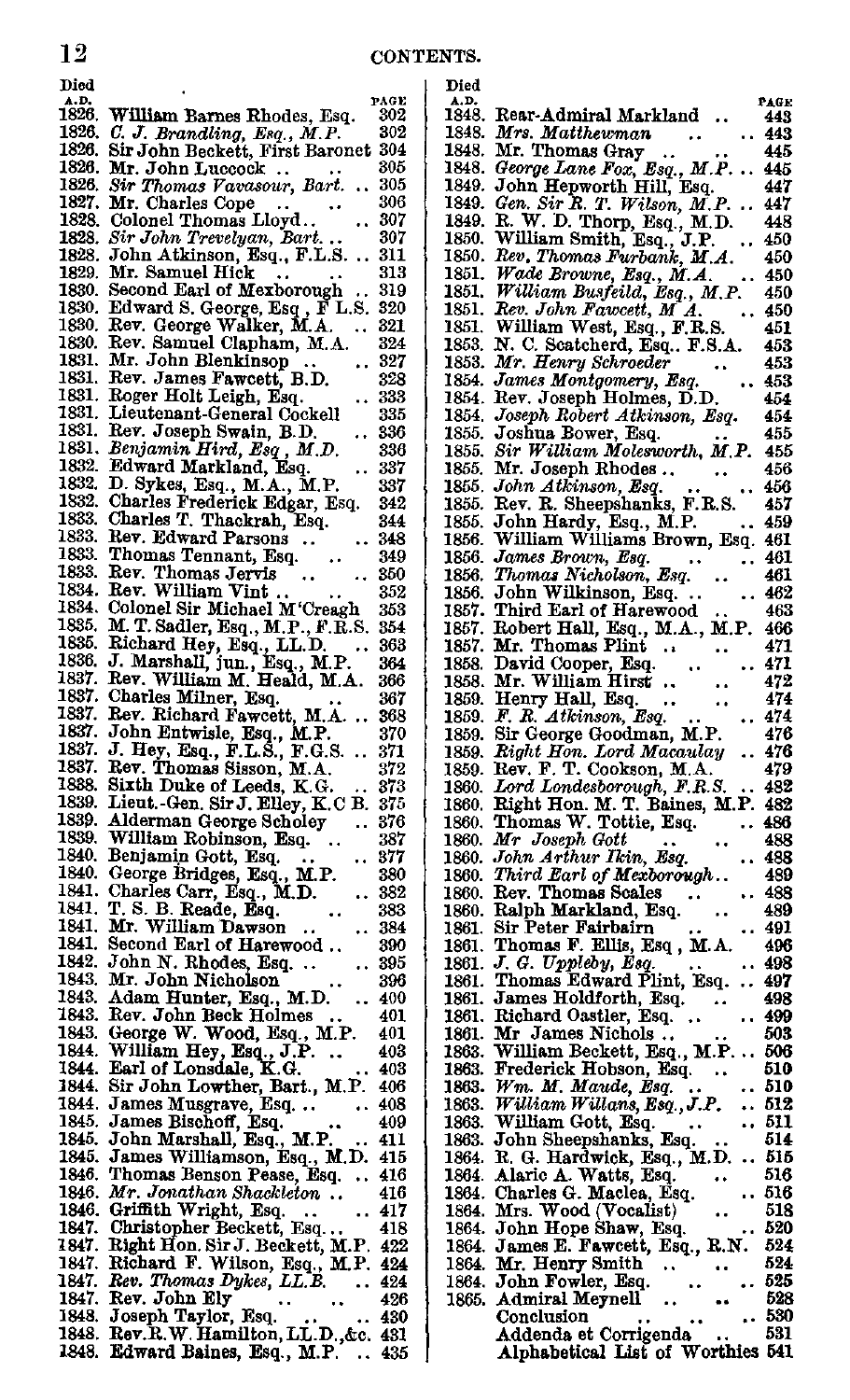## CONTENTS.

| Died A.D. | | PAGE |
|---|---|---|
| 1826. | William Barnes Rhodes, Esq. | 302 |
| 1826. | *C. J. Brandling, Esq., M.P.* | 302 |
| 1826. | Sir John Beckett, First Baronet | 304 |
| 1826. | Mr. John Luccock .. .. | 305 |
| 1826. | *Sir Thomas Vavasour, Bart.* .. | 305 |
| 1827. | Mr. Charles Cope .. .. | 306 |
| 1828. | Colonel Thomas Lloyd.. .. | 307 |
| 1828. | *Sir John Trevelyan, Bart.* .. | 307 |
| 1828. | John Atkinson, Esq., F.L.S. .. | 311 |
| 1829. | Mr. Samuel Hick .. .. | 313 |
| 1830. | Second Earl of Mexborough .. | 319 |
| 1830. | Edward S. George, Esq , F L.S. | 320 |
| 1830. | Rev. George Walker, M.A. .. | 321 |
| 1830. | Rev. Samuel Clapham, M.A. | 324 |
| 1831. | Mr. John Blenkinsop .. .. | 327 |
| 1831. | Rev. James Fawcett, B.D. | 328 |
| 1831. | Roger Holt Leigh, Esq. .. | 333 |
| 1831. | Lieutenant-General Cockell | 335 |
| 1831. | Rev. Joseph Swain, B.D. .. | 336 |
| 1831. | *Benjamin Hird, Esq , M.D.* | 336 |
| 1832. | Edward Markland, Esq. .. | 337 |
| 1832. | D. Sykes, Esq., M.A., M.P. | 337 |
| 1832. | Charles Frederick Edgar, Esq. | 342 |
| 1833. | Charles T. Thackrah, Esq. | 344 |
| 1833. | Rev. Edward Parsons .. .. | 348 |
| 1833. | Thomas Tennant, Esq. .. | 349 |
| 1833. | Rev. Thomas Jervis .. .. | 350 |
| 1834. | Rev. William Vint .. .. | 352 |
| 1834. | Colonel Sir Michael M'Creagh | 353 |
| 1835. | M. T. Sadler, Esq., M.P., F.R.S. | 354 |
| 1835. | Richard Hey, Esq., LL.D. .. | 363 |
| 1836. | J. Marshall, jun., Esq., M.P. | 364 |
| 1837. | Rev. William M. Heald, M.A. | 366 |
| 1837. | Charles Milner, Esq. .. | 367 |
| 1837. | Rev. Richard Fawcett, M.A. .. | 368 |
| 1837. | John Entwisle, Esq., M.P. | 370 |
| 1837. | J. Hey, Esq., F.L.S., F.G.S. .. | 371 |
| 1837. | Rev. Thomas Sisson, M.A. | 372 |
| 1838. | Sixth Duke of Leeds, K.G. .. | 373 |
| 1839. | Lieut.-Gen. Sir J. Elley, K.C B. | 375 |
| 1839. | Alderman George Scholey .. | 376 |
| 1839. | William Robinson, Esq. .. | 387 |
| 1840. | Benjamin Gott, Esq. .. .. | 377 |
| 1840. | George Bridges, Esq., M.P. | 380 |
| 1841. | Charles Carr, Esq., M.D. .. | 382 |
| 1841. | T. S. B. Reade, Esq. .. | 383 |
| 1841. | Mr. William Dawson .. .. | 384 |
| 1841. | Second Earl of Harewood .. | 390 |
| 1842. | John N. Rhodes, Esq. .. .. | 395 |
| 1843. | Mr. John Nicholson .. | 396 |
| 1843. | Adam Hunter, Esq., M.D. .. | 400 |
| 1843. | Rev. John Beck Holmes .. | 401 |
| 1843. | George W. Wood, Esq., M.P. | 401 |
| 1844. | William Hey, Esq., J.P. .. | 403 |
| 1844. | Earl of Lonsdale, K.G. .. | 403 |
| 1844. | Sir John Lowther, Bart., M.P. | 406 |
| 1844. | James Musgrave, Esq... .. | 408 |
| 1845. | James Bischoff, Esq. .. | 409 |
| 1845. | John Marshall, Esq., M.P. .. | 411 |
| 1845. | James Williamson, Esq., M.D. | 415 |
| 1846. | Thomas Benson Pease, Esq. .. | 416 |
| 1846. | *Mr. Jonathan Shackleton* .. | 416 |
| 1846. | Griffith Wright, Esq. .. .. | 417 |
| 1847. | Christopher Beckett, Esq... | 418 |
| 1847. | Right Hon. Sir J. Beckett, M.P. | 422 |
| 1847. | Richard F. Wilson, Esq., M.P. | 424 |
| 1847. | *Rev. Thomas Dykes, LL.B.* .. | 424 |
| 1847. | Rev. John Ely .. .. | 426 |
| 1848. | Joseph Taylor, Esq. .. .. | 430 |
| 1848. | Rev.R.W. Hamilton, LL.D.,&c. | 431 |
| 1848. | Edward Baines, Esq., M.P. .. | 435 |
| 1848. | Rear-Admiral Markland .. | 443 |
| 1848. | *Mrs. Matthewman* .. .. | 443 |
| 1848. | Mr. Thomas Gray .. .. | 445 |
| 1848. | *George Lane Fox, Esq., M.P.* .. | 445 |
| 1849. | John Hepworth Hill, Esq. | 447 |
| 1849. | *Gen. Sir R. T. Wilson, M.P.* .. | 447 |
| 1849. | R. W. D. Thorp, Esq., M.D. | 448 |
| 1850. | William Smith, Esq., J.P. .. | 450 |
| 1850. | *Rev. Thomas Furbank, M.A.* | 450 |
| 1851. | *Wade Browne, Esq., M.A.* .. | 450 |
| 1851. | *William Busfeild, Esq., M.P.* | 450 |
| 1851. | *Rev. John Fawcett, M A.* .. | 450 |
| 1851. | William West, Esq., F.R.S. | 451 |
| 1853. | N. C. Scatcherd, Esq.. F.S.A. | 453 |
| 1853. | *Mr. Henry Schroeder* .. | 453 |
| 1854. | *James Montgomery, Esq.* .. | 453 |
| 1854. | Rev. Joseph Holmes, D.D. | 454 |
| 1854. | *Joseph Robert Atkinson, Esq.* | 454 |
| 1855. | Joshua Bower, Esq. .. | 455 |
| 1855. | *Sir William Molesworth, M.P.* | 455 |
| 1855. | Mr. Joseph Rhodes .. .. | 456 |
| 1855. | *John Atkinson, Esq.* .. .. | 456 |
| 1855. | Rev. R. Sheepshanks, F.R.S. | 457 |
| 1855. | John Hardy, Esq., M.P. .. | 459 |
| 1856. | William Williams Brown, Esq. | 461 |
| 1856. | *James Brown, Esq.* .. .. | 461 |
| 1856. | *Thomas Nicholson, Esq.* .. | 461 |
| 1856. | John Wilkinson, Esq. .. .. | 462 |
| 1857. | Third Earl of Harewood .. | 463 |
| 1857. | Robert Hall, Esq., M.A., M.P. | 466 |
| 1857. | Mr. Thomas Plint .. .. | 471 |
| 1858. | David Cooper, Esq. .. .. | 471 |
| 1858. | Mr. William Hirst .. .. | 472 |
| 1859. | Henry Hall, Esq. .. .. | 474 |
| 1859. | *F. R. Atkinson, Esq.* .. .. | 474 |
| 1859. | Sir George Goodman, M.P. | 476 |
| 1859. | *Right Hon. Lord Macaulay* .. | 476 |
| 1859. | Rev. F. T. Cookson, M.A. | 479 |
| 1860. | *Lord Londesborough, F.R.S.* .. | 482 |
| 1860. | Right Hon. M. T. Baines, M.P. | 482 |
| 1860. | Thomas W. Tottie, Esq. .. | 486 |
| 1860. | *Mr Joseph Gott* .. .. | 488 |
| 1860. | *John Arthur Ikin, Esq.* .. | 488 |
| 1860. | *Third Earl of Mexborough*.. | 489 |
| 1860. | Rev. Thomas Scales .. .. | 488 |
| 1860. | Ralph Markland, Esq. .. | 489 |
| 1861. | Sir Peter Fairbairn .. .. | 491 |
| 1861. | Thomas F. Ellis, Esq , M.A. | 496 |
| 1861. | *J. G. Uppleby, Esq.* .. .. | 498 |
| 1861. | Thomas Edward Plint, Esq. .. | 497 |
| 1861. | James Holdforth, Esq. .. | 498 |
| 1861. | Richard Oastler, Esq. .. .. | 499 |
| 1861. | Mr James Nichols .. .. | 503 |
| 1863. | William Beckett, Esq., M.P. .. | 506 |
| 1863. | Frederick Hobson, Esq. .. | 510 |
| 1863. | *Wm. M. Maude, Esq.* .. .. | 510 |
| 1863. | *William Willans, Esq., J.P.* .. | 512 |
| 1863. | William Gott, Esq. .. .. | 511 |
| 1863. | John Sheepshanks, Esq. .. | 514 |
| 1864. | R. G. Hardwick, Esq., M.D. .. | 515 |
| 1864. | Alaric A. Watts, Esq. .. | 516 |
| 1864. | Charles G. Maclea, Esq. .. | 516 |
| 1864. | Mrs. Wood (Vocalist) .. | 518 |
| 1864. | John Hope Shaw, Esq. .. | 520 |
| 1864. | James E. Fawcett, Esq., R.N. | 524 |
| 1864. | Mr. Henry Smith .. .. | 524 |
| 1864. | John Fowler, Esq. .. .. | 525 |
| 1865. | Admiral Meynell .. .. | 528 |
| | Conclusion .. .. .. | 530 |
| | Addenda et Corrigenda .. | 531 |
| | Alphabetical List of Worthies | 541 |